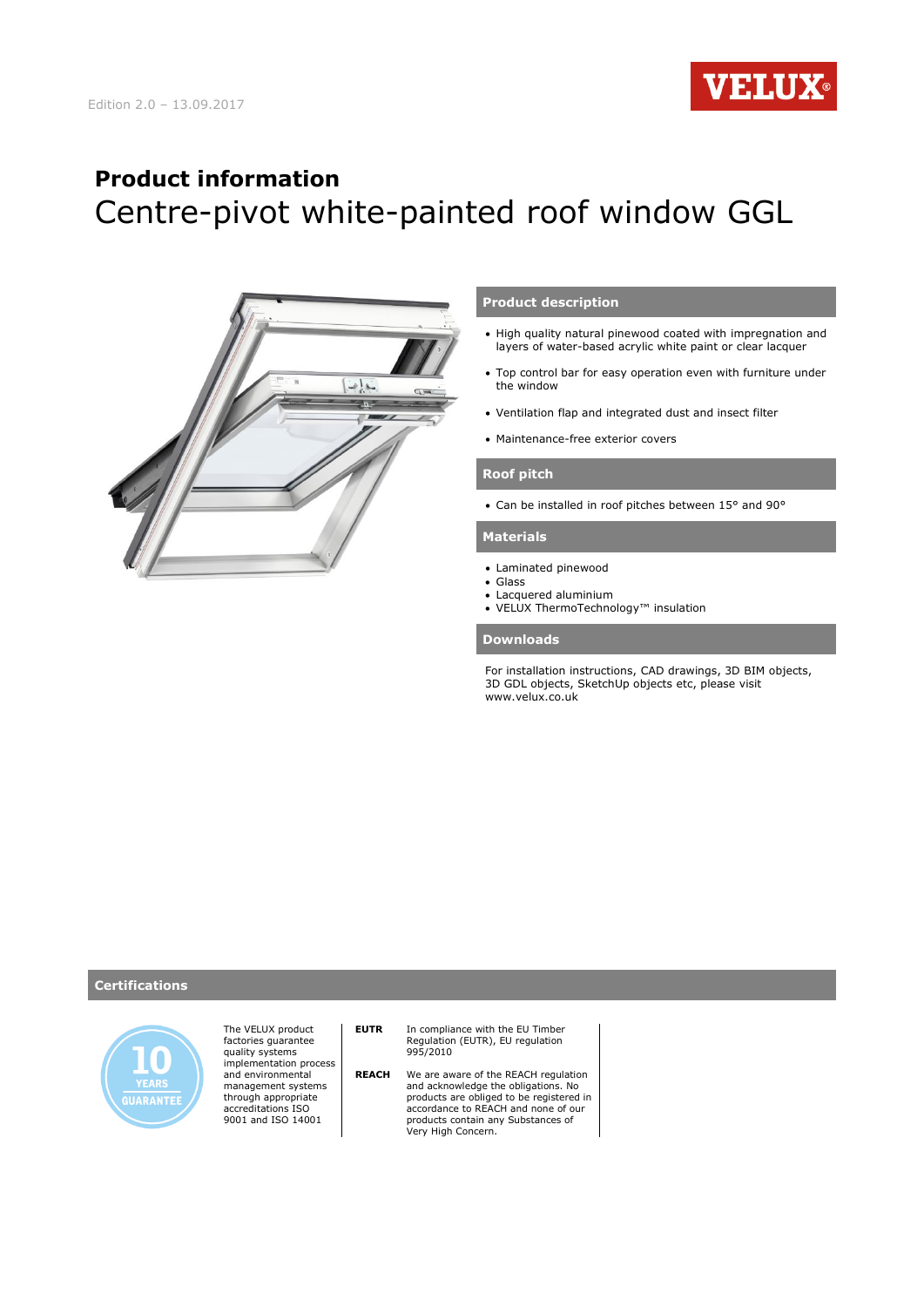Edition 2.0 – 13.09.2017

# Product information

## Centre-pivot white-painted roof window GGL

### Product description

- High quality natural pinewood coated with impregnation and layers of water-based acrylic white paint or clear lacquer
- Top control bar for easy operation even with furniture under the window
- Ventilation flap and integrated dust and insect filter
- Maintenance-free exterior covers

### Roof pitch

- Can be installed in roof pitches between 15° and 90°

### Materials

- Laminated pinewood
- Glass
- Lacquered aluminium
- VELUX ThermoTechnology™ insulation

### Downloads

For installation instructions, CAD drawings, 3D BIM objects, 3D GDL objects, SketchUp objects etc, please visit www.velux.co.uk

### Certifications

10 YEARS GUARANTEE

The VELUX product factories guarantee quality systems implementation process and environmental management systems through appropriate accreditations ISO 9001 and ISO 14001

**EUTR** In compliance with the EU Timber Regulation (EUTR), EU regulation 995/2010

**REACH** We are aware of the REACH regulation and acknowledge the obligations. No products are obliged to be registered in accordance to REACH and none of our products contain any Substances of Very High Concern.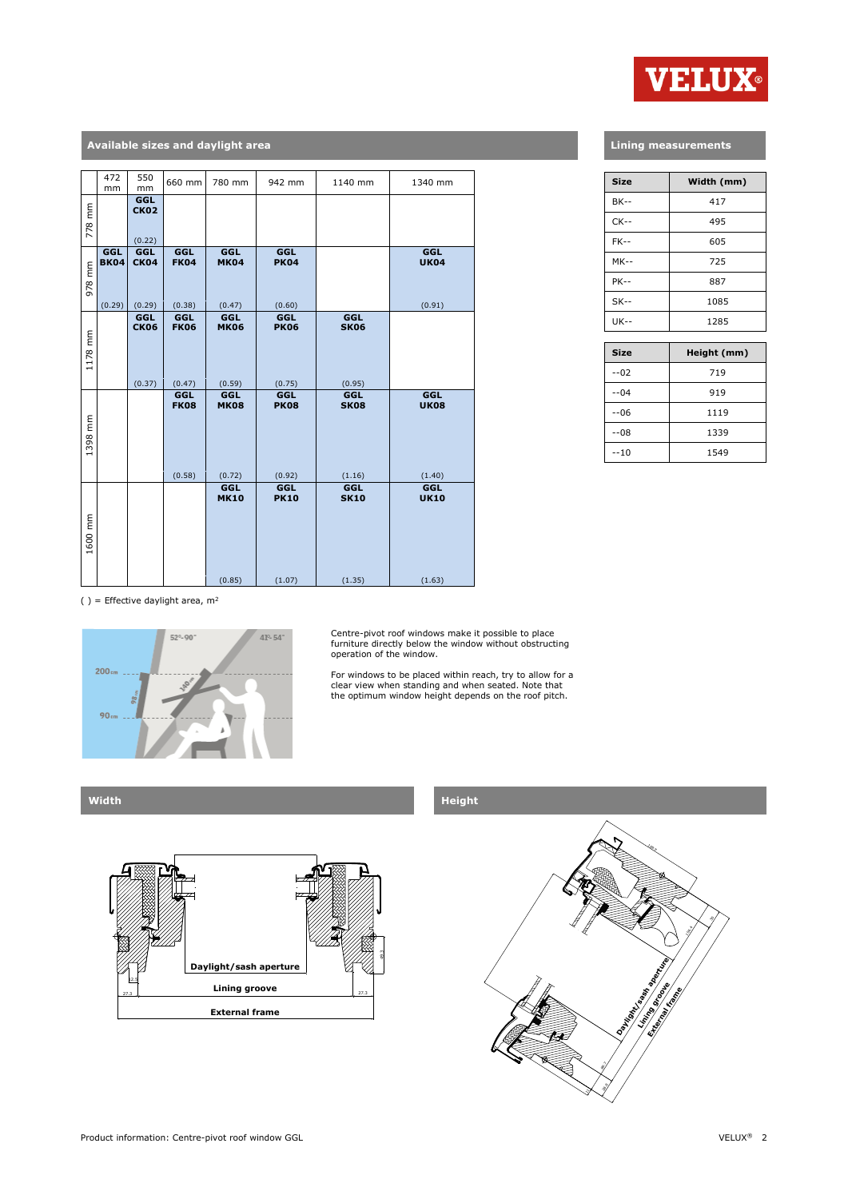## Available sizes and daylight area

| | 472 mm | 550 mm | 660 mm | 780 mm | 942 mm | 1140 mm | 1340 mm |
|---|---|---|---|---|---|---|---|
| 778 mm | | GGL CK02 (0.22) | | | | | |
| 978 mm | GGL BK04 (0.29) | GGL CK04 (0.29) | GGL FK04 (0.38) | GGL MK04 (0.47) | GGL PK04 (0.60) | | GGL UK04 (0.91) |
| 1178 mm | | GGL CK06 (0.37) | GGL FK06 (0.47) | GGL MK06 (0.59) | GGL PK06 (0.75) | GGL SK06 (0.95) | |
| 1398 mm | | | GGL FK08 (0.58) | GGL MK08 (0.72) | GGL PK08 (0.92) | GGL SK08 (1.16) | GGL UK08 (1.40) |
| 1600 mm | | | | GGL MK10 (0.85) | GGL PK10 (1.07) | GGL SK10 (1.35) | GGL UK10 (1.63) |

( ) = Effective daylight area, m²

## Lining measurements

| Size | Width (mm) |
|---|---|
| BK-- | 417 |
| CK-- | 495 |
| FK-- | 605 |
| MK-- | 725 |
| PK-- | 887 |
| SK-- | 1085 |
| UK-- | 1285 |

| Size | Height (mm) |
|---|---|
| --02 | 719 |
| --04 | 919 |
| --06 | 1119 |
| --08 | 1339 |
| --10 | 1549 |

Centre-pivot roof windows make it possible to place furniture directly below the window without obstructing operation of the window.

For windows to be placed within reach, try to allow for a clear view when standing and when seated. Note that the optimum window height depends on the roof pitch.

## Width

Daylight/sash aperture

Lining groove

External frame

## Height

Daylight/sash aperture

Lining groove

External frame

Product information: Centre-pivot roof window GGL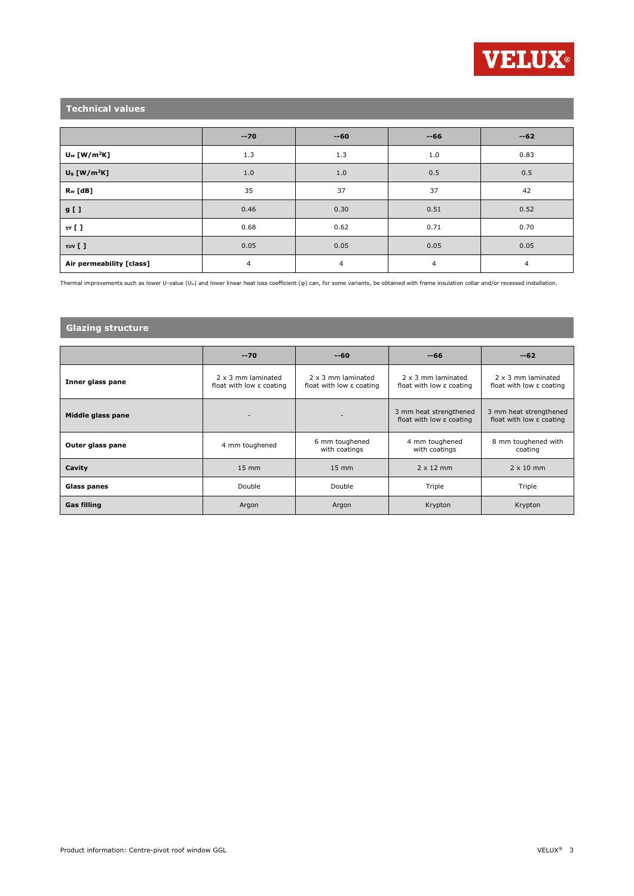## Technical values

| | --70 | --60 | --66 | --62 |
|---|---|---|---|---|
| **$U_w$ [W/m²K]** | 1.3 | 1.3 | 1.0 | 0.83 |
| **$U_g$ [W/m²K]** | 1.0 | 1.0 | 0.5 | 0.5 |
| **$R_w$ [dB]** | 35 | 37 | 37 | 42 |
| **g [ ]** | 0.46 | 0.30 | 0.51 | 0.52 |
| **$\tau_v$ [ ]** | 0.68 | 0.62 | 0.71 | 0.70 |
| **$\tau_{uv}$ [ ]** | 0.05 | 0.05 | 0.05 | 0.05 |
| **Air permeability [class]** | 4 | 4 | 4 | 4 |

Thermal improvements such as lower U-value ($U_w$) and lower linear heat loss coefficient (φ) can, for some variants, be obtained with frame insulation collar and/or recessed installation.

## Glazing structure

| | --70 | --60 | --66 | --62 |
|---|---|---|---|---|
| **Inner glass pane** | 2 x 3 mm laminated float with low ε coating | 2 x 3 mm laminated float with low ε coating | 2 x 3 mm laminated float with low ε coating | 2 x 3 mm laminated float with low ε coating |
| **Middle glass pane** | - | - | 3 mm heat strengthened float with low ε coating | 3 mm heat strengthened float with low ε coating |
| **Outer glass pane** | 4 mm toughened | 6 mm toughened with coatings | 4 mm toughened with coatings | 8 mm toughened with coating |
| **Cavity** | 15 mm | 15 mm | 2 x 12 mm | 2 x 10 mm |
| **Glass panes** | Double | Double | Triple | Triple |
| **Gas filling** | Argon | Argon | Krypton | Krypton |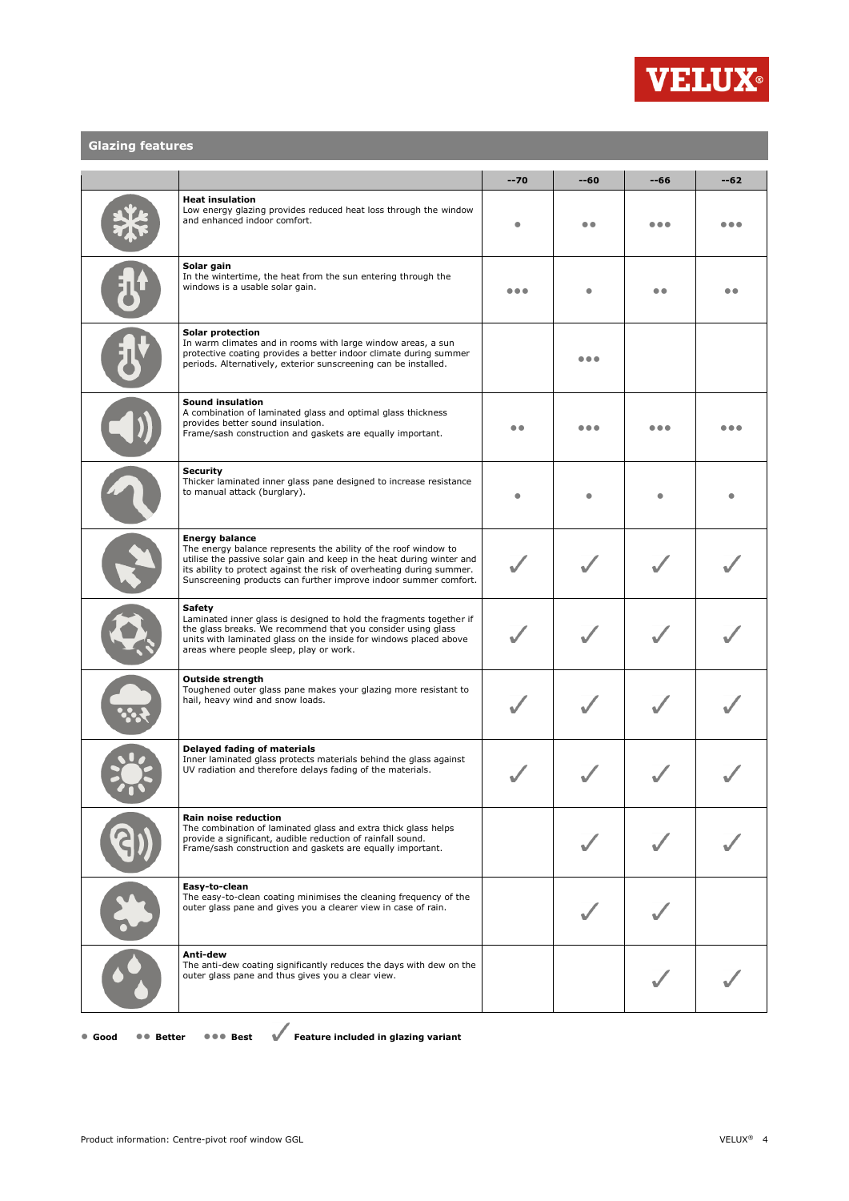## Glazing features

| Feature | --70 | --60 | --66 | --62 |
|---|---|---|---|---|
| **Heat insulation**<br>Low energy glazing provides reduced heat loss through the window and enhanced indoor comfort. | ● | ●● | ●●● | ●●● |
| **Solar gain**<br>In the wintertime, the heat from the sun entering through the windows is a usable solar gain. | ●●● | ● | ●● | ●● |
| **Solar protection**<br>In warm climates and in rooms with large window areas, a sun protective coating provides a better indoor climate during summer periods. Alternatively, exterior sunscreening can be installed. | | ●●● | | |
| **Sound insulation**<br>A combination of laminated glass and optimal glass thickness provides better sound insulation.<br>Frame/sash construction and gaskets are equally important. | ●● | ●●● | ●●● | ●●● |
| **Security**<br>Thicker laminated inner glass pane designed to increase resistance to manual attack (burglary). | ● | ● | ● | ● |
| **Energy balance**<br>The energy balance represents the ability of the roof window to utilise the passive solar gain and keep in the heat during winter and its ability to protect against the risk of overheating during summer. Sunscreening products can further improve indoor summer comfort. | ✓ | ✓ | ✓ | ✓ |
| **Safety**<br>Laminated inner glass is designed to hold the fragments together if the glass breaks. We recommend that you consider using glass units with laminated glass on the inside for windows placed above areas where people sleep, play or work. | ✓ | ✓ | ✓ | ✓ |
| **Outside strength**<br>Toughened outer glass pane makes your glazing more resistant to hail, heavy wind and snow loads. | ✓ | ✓ | ✓ | ✓ |
| **Delayed fading of materials**<br>Inner laminated glass protects materials behind the glass against UV radiation and therefore delays fading of the materials. | ✓ | ✓ | ✓ | ✓ |
| **Rain noise reduction**<br>The combination of laminated glass and extra thick glass helps provide a significant, audible reduction of rainfall sound.<br>Frame/sash construction and gaskets are equally important. | | ✓ | ✓ | ✓ |
| **Easy-to-clean**<br>The easy-to-clean coating minimises the cleaning frequency of the outer glass pane and gives you a clearer view in case of rain. | | ✓ | ✓ | |
| **Anti-dew**<br>The anti-dew coating significantly reduces the days with dew on the outer glass pane and thus gives you a clear view. | | | ✓ | ✓ |

● **Good** ●● **Better** ●●● **Best** ✓ **Feature included in glazing variant**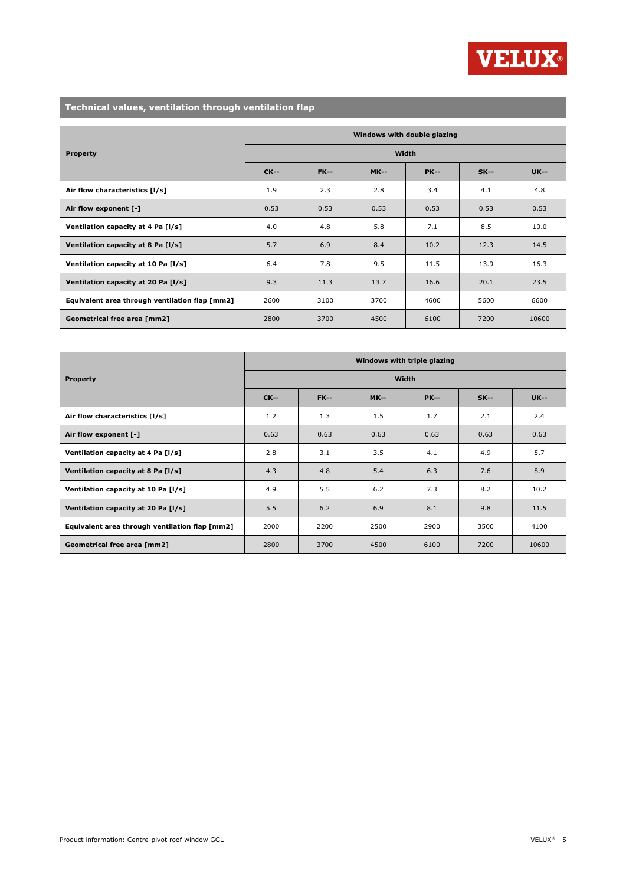## Technical values, ventilation through ventilation flap

| Property | Windows with double glazing | | | | | |
|---|---|---|---|---|---|---|
| | Width | | | | | |
| | CK-- | FK-- | MK-- | PK-- | SK-- | UK-- |
| **Air flow characteristics [l/s]** | 1.9 | 2.3 | 2.8 | 3.4 | 4.1 | 4.8 |
| **Air flow exponent [-]** | 0.53 | 0.53 | 0.53 | 0.53 | 0.53 | 0.53 |
| **Ventilation capacity at 4 Pa [l/s]** | 4.0 | 4.8 | 5.8 | 7.1 | 8.5 | 10.0 |
| **Ventilation capacity at 8 Pa [l/s]** | 5.7 | 6.9 | 8.4 | 10.2 | 12.3 | 14.5 |
| **Ventilation capacity at 10 Pa [l/s]** | 6.4 | 7.8 | 9.5 | 11.5 | 13.9 | 16.3 |
| **Ventilation capacity at 20 Pa [l/s]** | 9.3 | 11.3 | 13.7 | 16.6 | 20.1 | 23.5 |
| **Equivalent area through ventilation flap [mm2]** | 2600 | 3100 | 3700 | 4600 | 5600 | 6600 |
| **Geometrical free area [mm2]** | 2800 | 3700 | 4500 | 6100 | 7200 | 10600 |

| Property | Windows with triple glazing | | | | | |
|---|---|---|---|---|---|---|
| | Width | | | | | |
| | CK-- | FK-- | MK-- | PK-- | SK-- | UK-- |
| **Air flow characteristics [l/s]** | 1.2 | 1.3 | 1.5 | 1.7 | 2.1 | 2.4 |
| **Air flow exponent [-]** | 0.63 | 0.63 | 0.63 | 0.63 | 0.63 | 0.63 |
| **Ventilation capacity at 4 Pa [l/s]** | 2.8 | 3.1 | 3.5 | 4.1 | 4.9 | 5.7 |
| **Ventilation capacity at 8 Pa [l/s]** | 4.3 | 4.8 | 5.4 | 6.3 | 7.6 | 8.9 |
| **Ventilation capacity at 10 Pa [l/s]** | 4.9 | 5.5 | 6.2 | 7.3 | 8.2 | 10.2 |
| **Ventilation capacity at 20 Pa [l/s]** | 5.5 | 6.2 | 6.9 | 8.1 | 9.8 | 11.5 |
| **Equivalent area through ventilation flap [mm2]** | 2000 | 2200 | 2500 | 2900 | 3500 | 4100 |
| **Geometrical free area [mm2]** | 2800 | 3700 | 4500 | 6100 | 7200 | 10600 |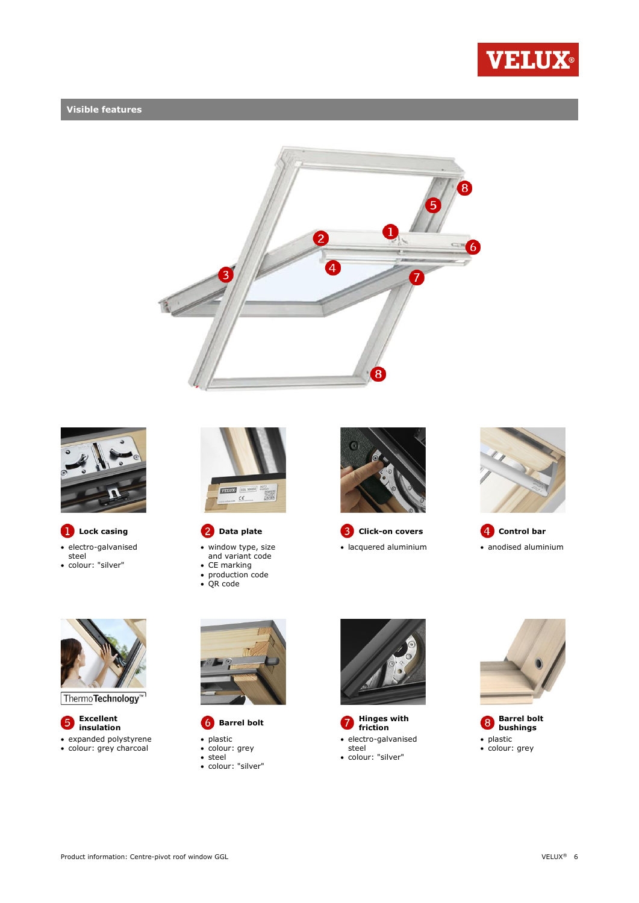## Visible features

**1 Lock casing**
- electro-galvanised steel
- colour: "silver"

**2 Data plate**
- window type, size and variant code
- CE marking
- production code
- QR code

**3 Click-on covers**
- lacquered aluminium

**4 Control bar**
- anodised aluminium

ThermoTechnology™

**5 Excellent insulation**
- expanded polystyrene
- colour: grey charcoal

**6 Barrel bolt**
- plastic
- colour: grey
- steel
- colour: "silver"

**7 Hinges with friction**
- electro-galvanised steel
- colour: "silver"

**8 Barrel bolt bushings**
- plastic
- colour: grey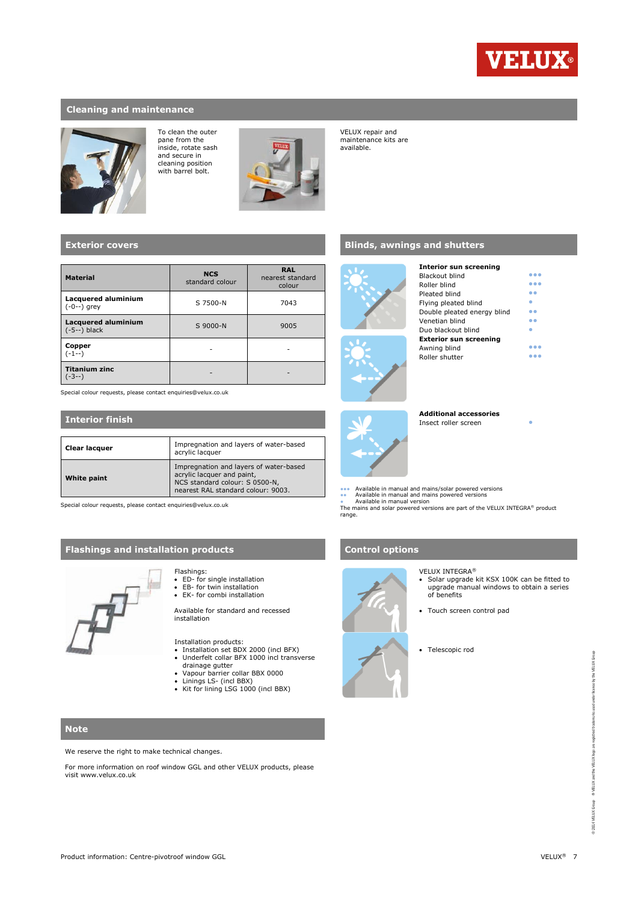## Cleaning and maintenance

To clean the outer pane from the inside, rotate sash and secure in cleaning position with barrel bolt.

VELUX repair and maintenance kits are available.

## Exterior covers

| Material | NCS standard colour | RAL nearest standard colour |
|---|---|---|
| **Lacquered aluminium** (-0--) grey | S 7500-N | 7043 |
| **Lacquered aluminium** (-5--) black | S 9000-N | 9005 |
| **Copper** (-1--) | - | - |
| **Titanium zinc** (-3--) | - | - |

Special colour requests, please contact enquiries@velux.co.uk

## Interior finish

| | |
|---|---|
| **Clear lacquer** | Impregnation and layers of water-based acrylic lacquer |
| **White paint** | Impregnation and layers of water-based acrylic lacquer and paint, NCS standard colour: S 0500-N, nearest RAL standard colour: 9003. |

Special colour requests, please contact enquiries@velux.co.uk

## Blinds, awnings and shutters

| | |
|---|---|
| **Interior sun screening** | |
| Blackout blind | ••• |
| Roller blind | ••• |
| Pleated blind | •• |
| Flying pleated blind | • |
| Double pleated energy blind | •• |
| Venetian blind | •• |
| Duo blackout blind | • |
| **Exterior sun screening** | |
| Awning blind | ••• |
| Roller shutter | ••• |
| **Additional accessories** | |
| Insect roller screen | • |

••• Available in manual and mains/solar powered versions
•• Available in manual and mains powered versions
• Available in manual version
The mains and solar powered versions are part of the VELUX INTEGRA® product range.

## Flashings and installation products

Flashings:
- ED- for single installation
- EB- for twin installation
- EK- for combi installation

Available for standard and recessed installation

Installation products:
- Installation set BDX 2000 (incl BFX)
- Underfelt collar BFX 1000 incl transverse drainage gutter
- Vapour barrier collar BBX 0000
- Linings LS- (incl BBX)
- Kit for lining LSG 1000 (incl BBX)

## Control options

VELUX INTEGRA®
- Solar upgrade kit KSX 100K can be fitted to upgrade manual windows to obtain a series of benefits
- Touch screen control pad
- Telescopic rod

## Note

We reserve the right to make technical changes.

For more information on roof window GGL and other VELUX products, please visit www.velux.co.uk